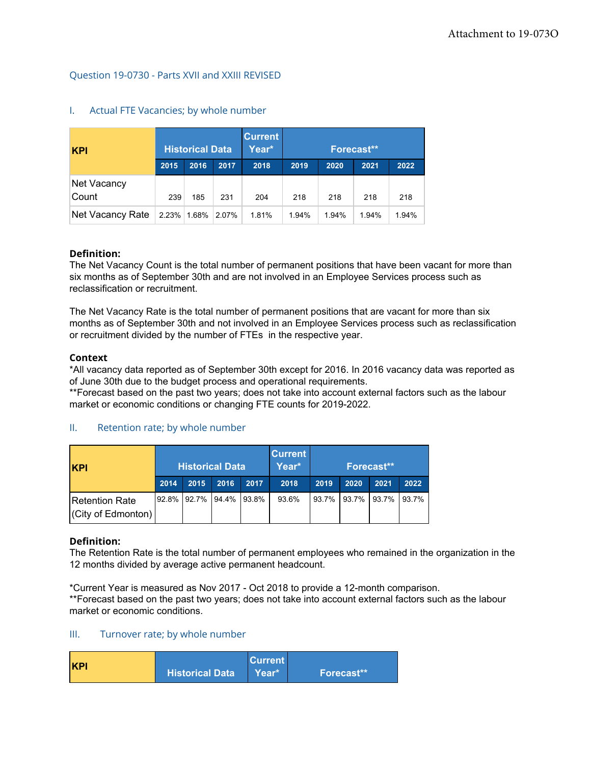Attachment to 19-073O

## Question 19-0730 - Parts XVII and XXIII REVISED

### I. Actual FTE Vacancies; by whole number

| KPI | Historical Data | | | Current Year* | Forecast** | | | |
|---|---|---|---|---|---|---|---|---|
| | 2015 | 2016 | 2017 | 2018 | 2019 | 2020 | 2021 | 2022 |
| Net Vacancy Count | 239 | 185 | 231 | 204 | 218 | 218 | 218 | 218 |
| Net Vacancy Rate | 2.23% | 1.68% | 2.07% | 1.81% | 1.94% | 1.94% | 1.94% | 1.94% |

**Definition:**
The Net Vacancy Count is the total number of permanent positions that have been vacant for more than six months as of September 30th and are not involved in an Employee Services process such as reclassification or recruitment.

The Net Vacancy Rate is the total number of permanent positions that are vacant for more than six months as of September 30th and not involved in an Employee Services process such as reclassification or recruitment divided by the number of FTEs in the respective year.

**Context**
*All vacancy data reported as of September 30th except for 2016. In 2016 vacancy data was reported as of June 30th due to the budget process and operational requirements.
**Forecast based on the past two years; does not take into account external factors such as the labour market or economic conditions or changing FTE counts for 2019-2022.

### II. Retention rate; by whole number

| KPI | Historical Data | | | | Current Year* | Forecast** | | | |
|---|---|---|---|---|---|---|---|---|---|
| | 2014 | 2015 | 2016 | 2017 | 2018 | 2019 | 2020 | 2021 | 2022 |
| Retention Rate (City of Edmonton) | 92.8% | 92.7% | 94.4% | 93.8% | 93.6% | 93.7% | 93.7% | 93.7% | 93.7% |

**Definition:**
The Retention Rate is the total number of permanent employees who remained in the organization in the 12 months divided by average active permanent headcount.

*Current Year is measured as Nov 2017 - Oct 2018 to provide a 12-month comparison.
**Forecast based on the past two years; does not take into account external factors such as the labour market or economic conditions.

### III. Turnover rate; by whole number

| KPI | Historical Data | Current Year* | Forecast** |
|---|---|---|---|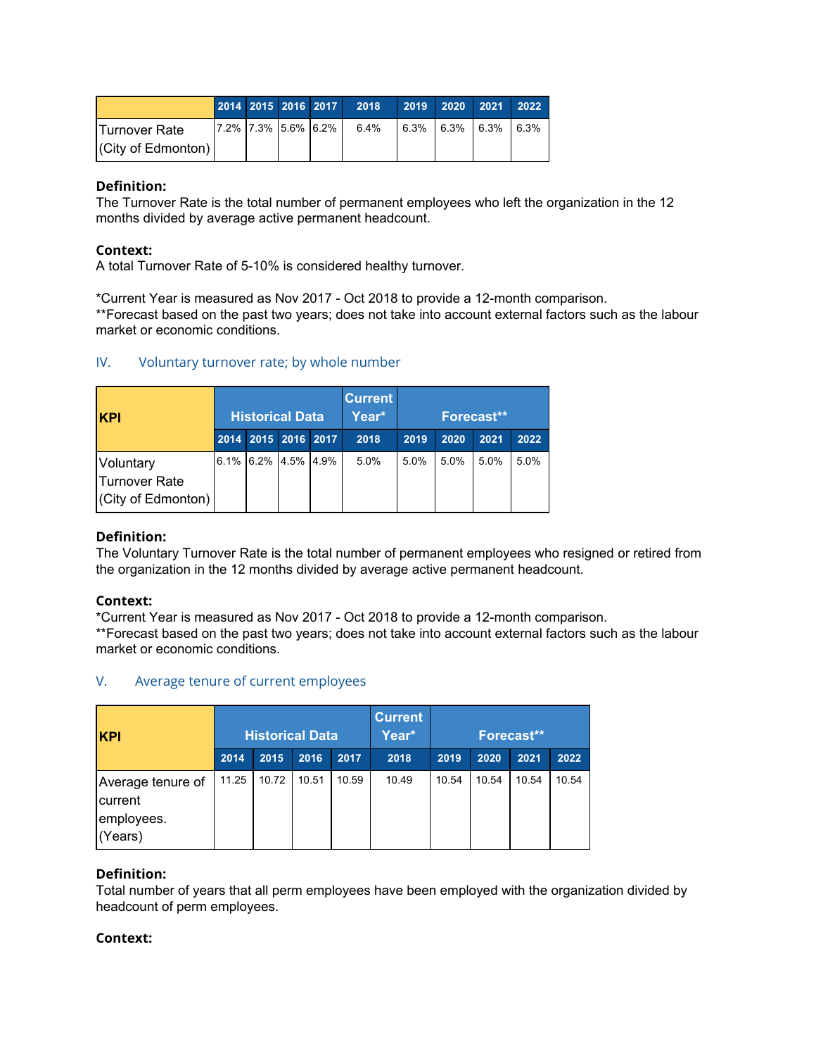| | 2014 | 2015 | 2016 | 2017 | 2018 | 2019 | 2020 | 2021 | 2022 |
|---|---|---|---|---|---|---|---|---|---|
| Turnover Rate (City of Edmonton) | 7.2% | 7.3% | 5.6% | 6.2% | 6.4% | 6.3% | 6.3% | 6.3% | 6.3% |

**Definition:**
The Turnover Rate is the total number of permanent employees who left the organization in the 12 months divided by average active permanent headcount.

**Context:**
A total Turnover Rate of 5-10% is considered healthy turnover.

*Current Year is measured as Nov 2017 - Oct 2018 to provide a 12-month comparison.
**Forecast based on the past two years; does not take into account external factors such as the labour market or economic conditions.

## IV. Voluntary turnover rate; by whole number

| KPI | Historical Data | | | | Current Year* | Forecast** | | | |
|---|---|---|---|---|---|---|---|---|---|
| | 2014 | 2015 | 2016 | 2017 | 2018 | 2019 | 2020 | 2021 | 2022 |
| Voluntary Turnover Rate (City of Edmonton) | 6.1% | 6.2% | 4.5% | 4.9% | 5.0% | 5.0% | 5.0% | 5.0% | 5.0% |

**Definition:**
The Voluntary Turnover Rate is the total number of permanent employees who resigned or retired from the organization in the 12 months divided by average active permanent headcount.

**Context:**
*Current Year is measured as Nov 2017 - Oct 2018 to provide a 12-month comparison.
**Forecast based on the past two years; does not take into account external factors such as the labour market or economic conditions.

## V. Average tenure of current employees

| KPI | Historical Data | | | | Current Year* | Forecast** | | | |
|---|---|---|---|---|---|---|---|---|---|
| | 2014 | 2015 | 2016 | 2017 | 2018 | 2019 | 2020 | 2021 | 2022 |
| Average tenure of current employees. (Years) | 11.25 | 10.72 | 10.51 | 10.59 | 10.49 | 10.54 | 10.54 | 10.54 | 10.54 |

**Definition:**
Total number of years that all perm employees have been employed with the organization divided by headcount of perm employees.

**Context:**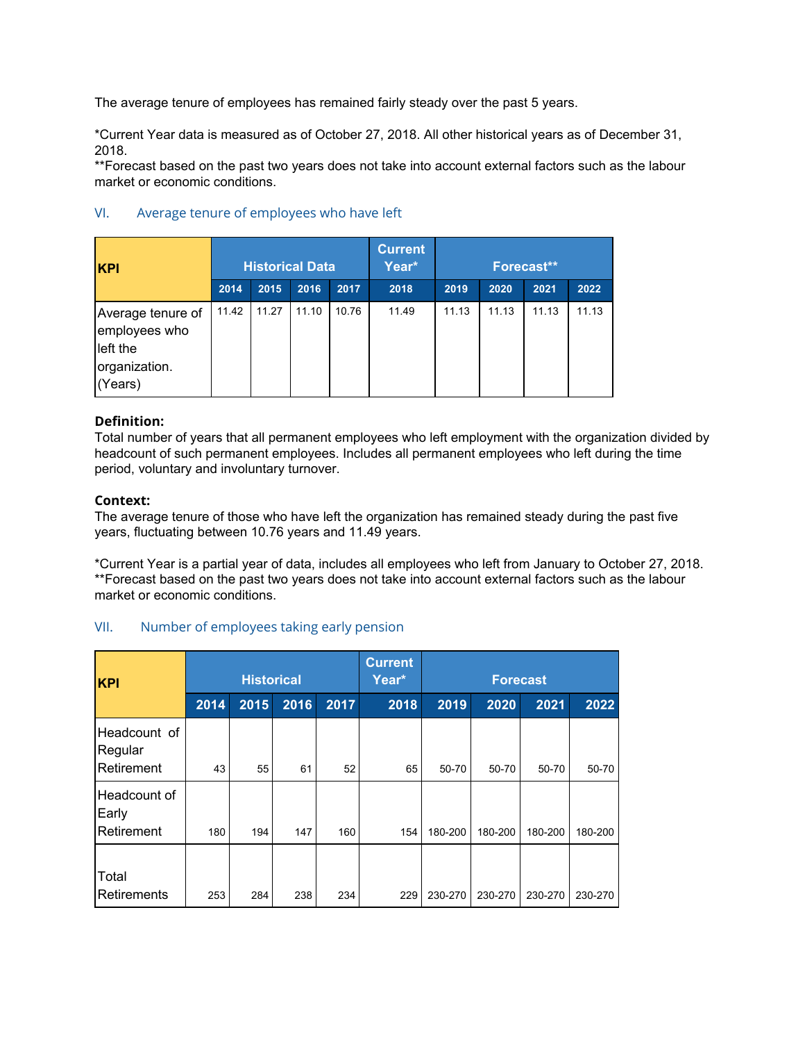The average tenure of employees has remained fairly steady over the past 5 years.

*Current Year data is measured as of October 27, 2018. All other historical years as of December 31, 2018.
**Forecast based on the past two years does not take into account external factors such as the labour market or economic conditions.

## VI. Average tenure of employees who have left

| KPI | Historical Data | | | | Current Year* | Forecast** | | | |
|---|---|---|---|---|---|---|---|---|---|
| | 2014 | 2015 | 2016 | 2017 | 2018 | 2019 | 2020 | 2021 | 2022 |
| Average tenure of employees who left the organization. (Years) | 11.42 | 11.27 | 11.10 | 10.76 | 11.49 | 11.13 | 11.13 | 11.13 | 11.13 |

**Definition:**
Total number of years that all permanent employees who left employment with the organization divided by headcount of such permanent employees. Includes all permanent employees who left during the time period, voluntary and involuntary turnover.

**Context:**
The average tenure of those who have left the organization has remained steady during the past five years, fluctuating between 10.76 years and 11.49 years.

*Current Year is a partial year of data, includes all employees who left from January to October 27, 2018.
**Forecast based on the past two years does not take into account external factors such as the labour market or economic conditions.

## VII. Number of employees taking early pension

| KPI | Historical | | | | Current Year* | Forecast | | | |
|---|---|---|---|---|---|---|---|---|---|
| | 2014 | 2015 | 2016 | 2017 | 2018 | 2019 | 2020 | 2021 | 2022 |
| Headcount of Regular Retirement | 43 | 55 | 61 | 52 | 65 | 50-70 | 50-70 | 50-70 | 50-70 |
| Headcount of Early Retirement | 180 | 194 | 147 | 160 | 154 | 180-200 | 180-200 | 180-200 | 180-200 |
| Total Retirements | 253 | 284 | 238 | 234 | 229 | 230-270 | 230-270 | 230-270 | 230-270 |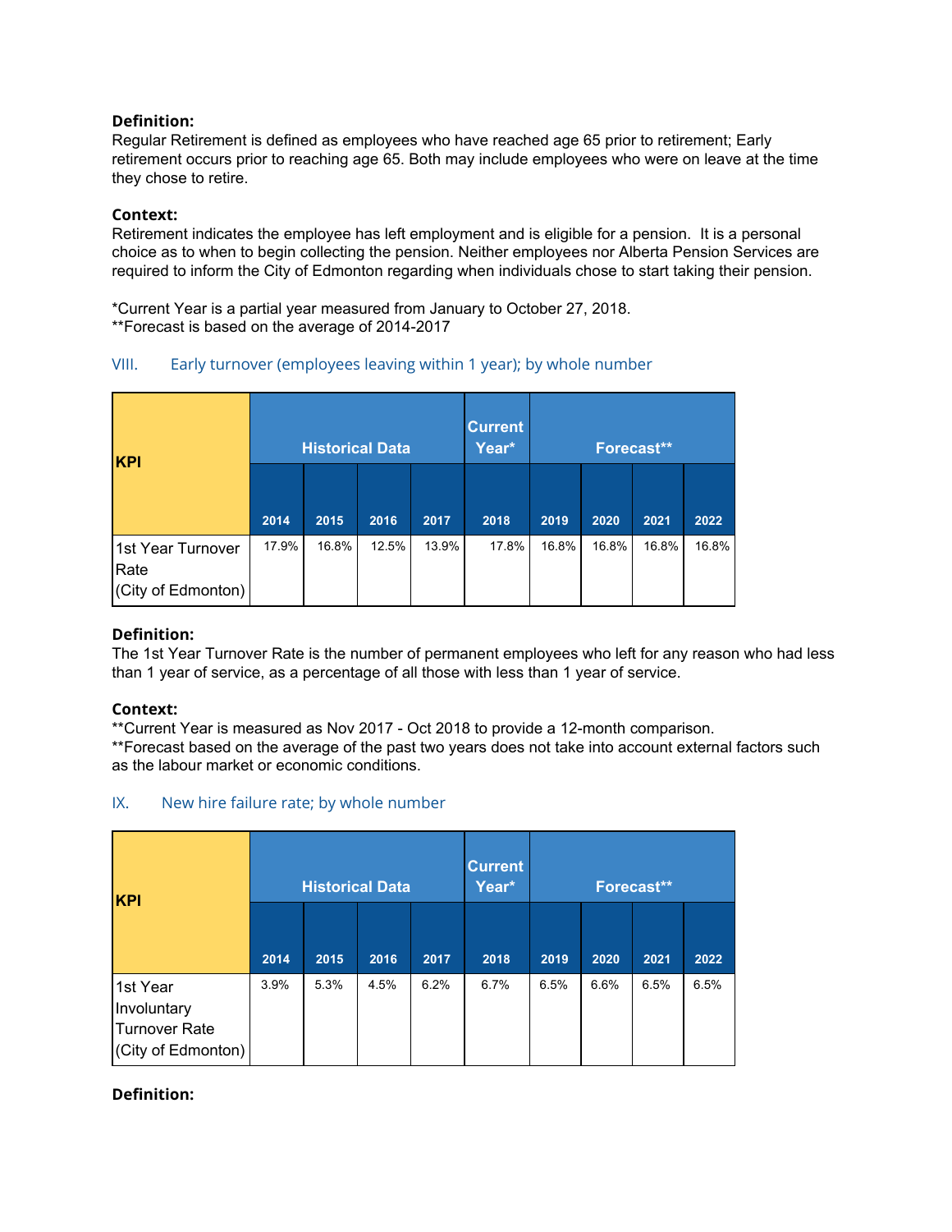**Definition:**
Regular Retirement is defined as employees who have reached age 65 prior to retirement; Early retirement occurs prior to reaching age 65. Both may include employees who were on leave at the time they chose to retire.

**Context:**
Retirement indicates the employee has left employment and is eligible for a pension. It is a personal choice as to when to begin collecting the pension. Neither employees nor Alberta Pension Services are required to inform the City of Edmonton regarding when individuals chose to start taking their pension.

*Current Year is a partial year measured from January to October 27, 2018.
**Forecast is based on the average of 2014-2017

### VIII. Early turnover (employees leaving within 1 year); by whole number

| KPI | Historical Data | | | | Current Year* | Forecast** | | | |
|---|---|---|---|---|---|---|---|---|---|
| | 2014 | 2015 | 2016 | 2017 | 2018 | 2019 | 2020 | 2021 | 2022 |
| 1st Year Turnover Rate (City of Edmonton) | 17.9% | 16.8% | 12.5% | 13.9% | 17.8% | 16.8% | 16.8% | 16.8% | 16.8% |

**Definition:**
The 1st Year Turnover Rate is the number of permanent employees who left for any reason who had less than 1 year of service, as a percentage of all those with less than 1 year of service.

**Context:**
**Current Year is measured as Nov 2017 - Oct 2018 to provide a 12-month comparison.
**Forecast based on the average of the past two years does not take into account external factors such as the labour market or economic conditions.

### IX. New hire failure rate; by whole number

| KPI | Historical Data | | | | Current Year* | Forecast** | | | |
|---|---|---|---|---|---|---|---|---|---|
| | 2014 | 2015 | 2016 | 2017 | 2018 | 2019 | 2020 | 2021 | 2022 |
| 1st Year Involuntary Turnover Rate (City of Edmonton) | 3.9% | 5.3% | 4.5% | 6.2% | 6.7% | 6.5% | 6.6% | 6.5% | 6.5% |

**Definition:**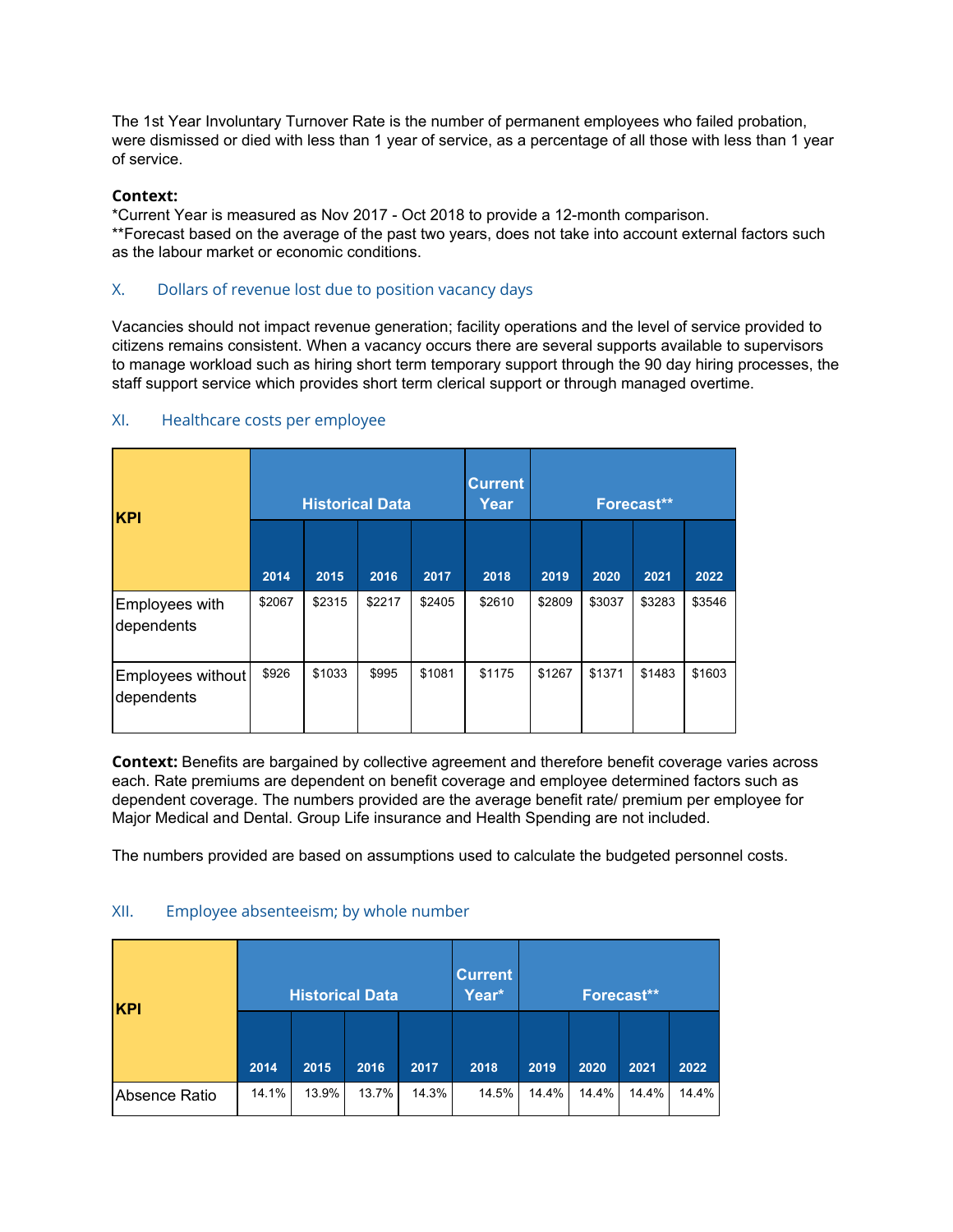The 1st Year Involuntary Turnover Rate is the number of permanent employees who failed probation, were dismissed or died with less than 1 year of service, as a percentage of all those with less than 1 year of service.

**Context:**
*Current Year is measured as Nov 2017 - Oct 2018 to provide a 12-month comparison.
**Forecast based on the average of the past two years, does not take into account external factors such as the labour market or economic conditions.

## X. Dollars of revenue lost due to position vacancy days

Vacancies should not impact revenue generation; facility operations and the level of service provided to citizens remains consistent. When a vacancy occurs there are several supports available to supervisors to manage workload such as hiring short term temporary support through the 90 day hiring processes, the staff support service which provides short term clerical support or through managed overtime.

## XI. Healthcare costs per employee

| KPI | Historical Data | | | | Current Year | Forecast** | | | |
|---|---|---|---|---|---|---|---|---|---|
| | 2014 | 2015 | 2016 | 2017 | 2018 | 2019 | 2020 | 2021 | 2022 |
| Employees with dependents | $2067 | $2315 | $2217 | $2405 | $2610 | $2809 | $3037 | $3283 | $3546 |
| Employees without dependents | $926 | $1033 | $995 | $1081 | $1175 | $1267 | $1371 | $1483 | $1603 |

**Context:** Benefits are bargained by collective agreement and therefore benefit coverage varies across each. Rate premiums are dependent on benefit coverage and employee determined factors such as dependent coverage. The numbers provided are the average benefit rate/ premium per employee for Major Medical and Dental. Group Life insurance and Health Spending are not included.

The numbers provided are based on assumptions used to calculate the budgeted personnel costs.

## XII. Employee absenteeism; by whole number

| KPI | Historical Data | | | | Current Year* | Forecast** | | | |
|---|---|---|---|---|---|---|---|---|---|
| | 2014 | 2015 | 2016 | 2017 | 2018 | 2019 | 2020 | 2021 | 2022 |
| Absence Ratio | 14.1% | 13.9% | 13.7% | 14.3% | 14.5% | 14.4% | 14.4% | 14.4% | 14.4% |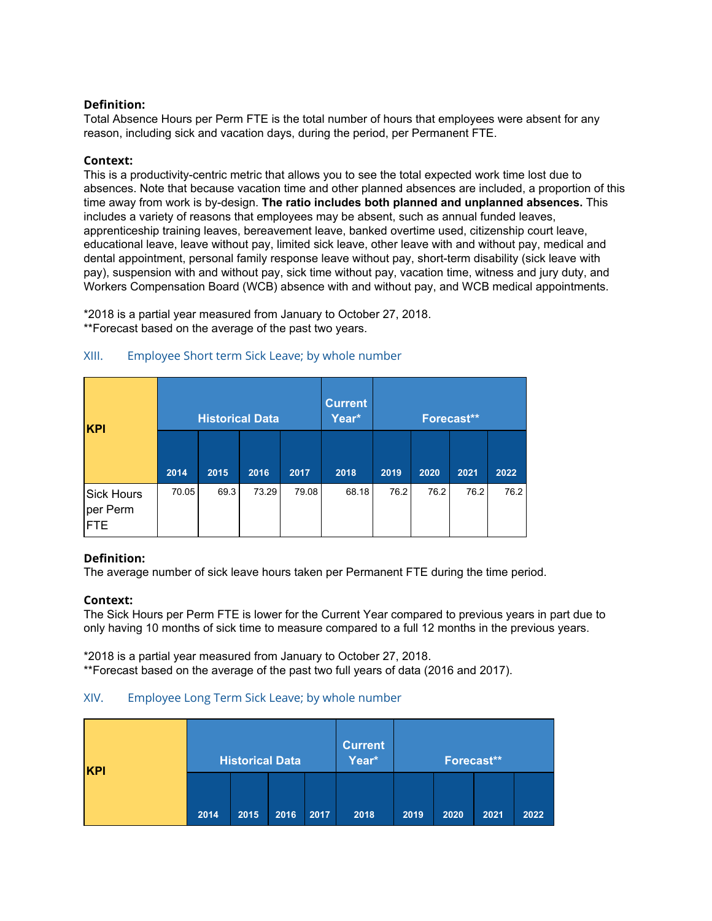**Definition:**
Total Absence Hours per Perm FTE is the total number of hours that employees were absent for any reason, including sick and vacation days, during the period, per Permanent FTE.

**Context:**
This is a productivity-centric metric that allows you to see the total expected work time lost due to absences. Note that because vacation time and other planned absences are included, a proportion of this time away from work is by-design. **The ratio includes both planned and unplanned absences.** This includes a variety of reasons that employees may be absent, such as annual funded leaves, apprenticeship training leaves, bereavement leave, banked overtime used, citizenship court leave, educational leave, leave without pay, limited sick leave, other leave with and without pay, medical and dental appointment, personal family response leave without pay, short-term disability (sick leave with pay), suspension with and without pay, sick time without pay, vacation time, witness and jury duty, and Workers Compensation Board (WCB) absence with and without pay, and WCB medical appointments.

*2018 is a partial year measured from January to October 27, 2018.
**Forecast based on the average of the past two years.

## XIII. Employee Short term Sick Leave; by whole number

| KPI | Historical Data | | | | Current Year* | Forecast** | | | |
|---|---|---|---|---|---|---|---|---|---|
| | 2014 | 2015 | 2016 | 2017 | 2018 | 2019 | 2020 | 2021 | 2022 |
| Sick Hours per Perm FTE | 70.05 | 69.3 | 73.29 | 79.08 | 68.18 | 76.2 | 76.2 | 76.2 | 76.2 |

**Definition:**
The average number of sick leave hours taken per Permanent FTE during the time period.

**Context:**
The Sick Hours per Perm FTE is lower for the Current Year compared to previous years in part due to only having 10 months of sick time to measure compared to a full 12 months in the previous years.

*2018 is a partial year measured from January to October 27, 2018.
**Forecast based on the average of the past two full years of data (2016 and 2017).

## XIV. Employee Long Term Sick Leave; by whole number

| KPI | Historical Data | | | | Current Year* | Forecast** | | | |
|---|---|---|---|---|---|---|---|---|---|
| | 2014 | 2015 | 2016 | 2017 | 2018 | 2019 | 2020 | 2021 | 2022 |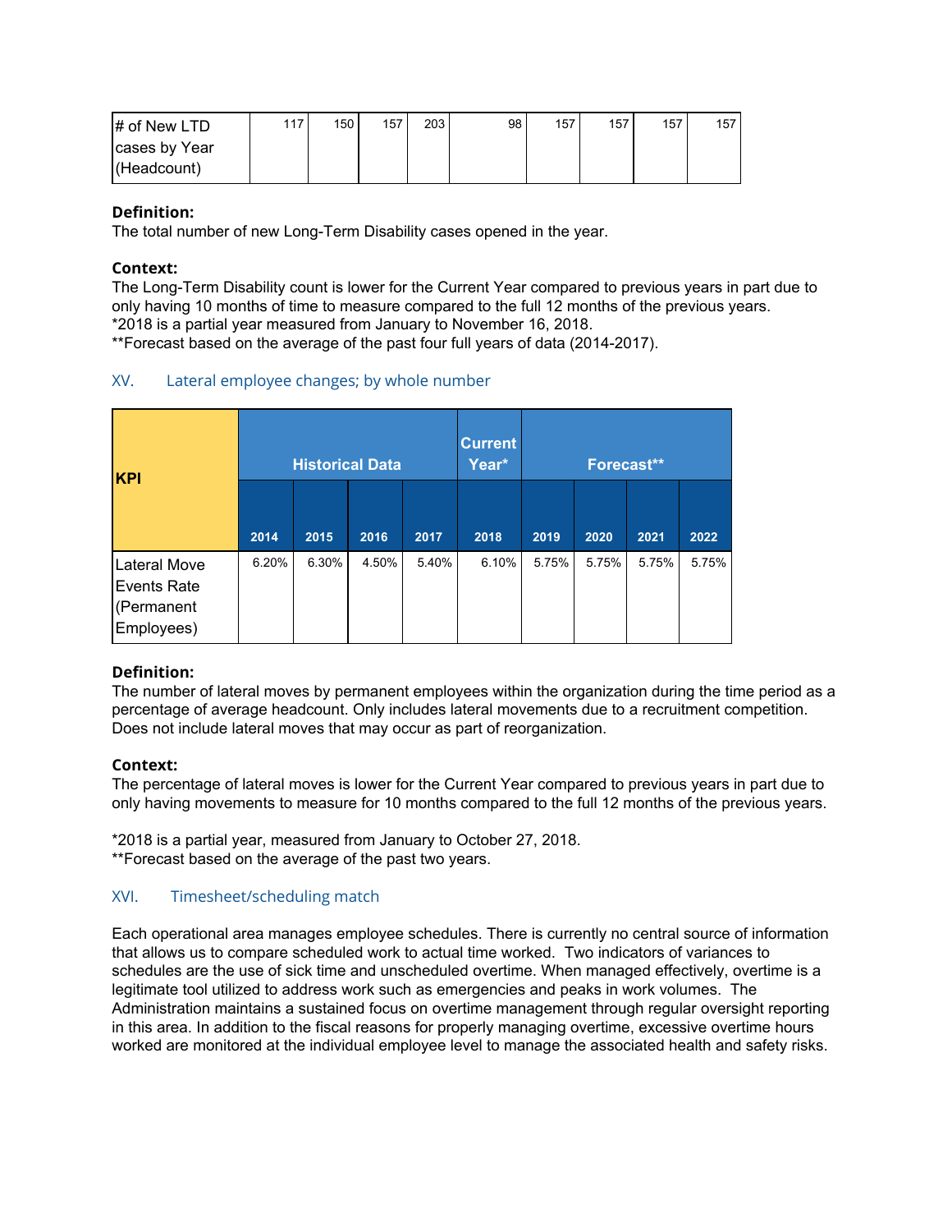| # of New LTD cases by Year (Headcount) | 117 | 150 | 157 | 203 | 98 | 157 | 157 | 157 | 157 |
|---|---|---|---|---|---|---|---|---|---|

**Definition:**
The total number of new Long-Term Disability cases opened in the year.

**Context:**
The Long-Term Disability count is lower for the Current Year compared to previous years in part due to only having 10 months of time to measure compared to the full 12 months of the previous years.
*2018 is a partial year measured from January to November 16, 2018.
**Forecast based on the average of the past four full years of data (2014-2017).

## XV. Lateral employee changes; by whole number

| KPI | Historical Data | | | | Current Year* | Forecast** | | | |
|---|---|---|---|---|---|---|---|---|---|
| | 2014 | 2015 | 2016 | 2017 | 2018 | 2019 | 2020 | 2021 | 2022 |
| Lateral Move Events Rate (Permanent Employees) | 6.20% | 6.30% | 4.50% | 5.40% | 6.10% | 5.75% | 5.75% | 5.75% | 5.75% |

**Definition:**
The number of lateral moves by permanent employees within the organization during the time period as a percentage of average headcount. Only includes lateral movements due to a recruitment competition. Does not include lateral moves that may occur as part of reorganization.

**Context:**
The percentage of lateral moves is lower for the Current Year compared to previous years in part due to only having movements to measure for 10 months compared to the full 12 months of the previous years.

*2018 is a partial year, measured from January to October 27, 2018.
**Forecast based on the average of the past two years.

## XVI. Timesheet/scheduling match

Each operational area manages employee schedules. There is currently no central source of information that allows us to compare scheduled work to actual time worked. Two indicators of variances to schedules are the use of sick time and unscheduled overtime. When managed effectively, overtime is a legitimate tool utilized to address work such as emergencies and peaks in work volumes. The Administration maintains a sustained focus on overtime management through regular oversight reporting in this area. In addition to the fiscal reasons for properly managing overtime, excessive overtime hours worked are monitored at the individual employee level to manage the associated health and safety risks.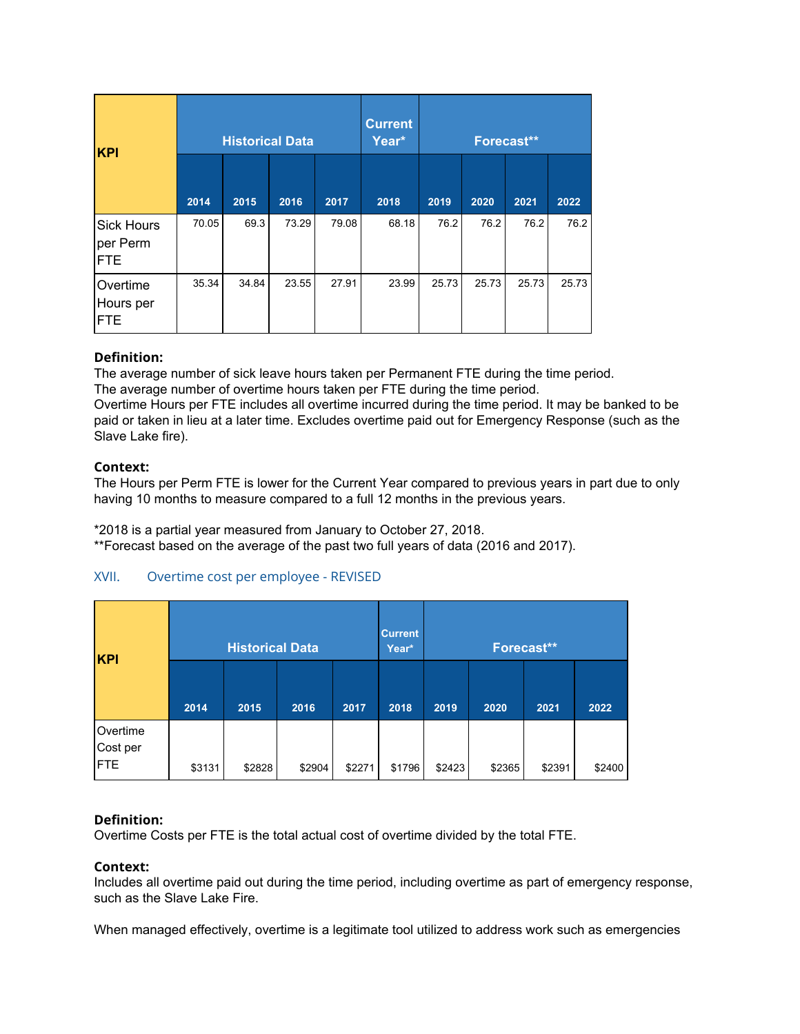| KPI | Historical Data | | | | Current Year* | Forecast** | | | |
|---|---|---|---|---|---|---|---|---|---|
| | 2014 | 2015 | 2016 | 2017 | 2018 | 2019 | 2020 | 2021 | 2022 |
| Sick Hours per Perm FTE | 70.05 | 69.3 | 73.29 | 79.08 | 68.18 | 76.2 | 76.2 | 76.2 | 76.2 |
| Overtime Hours per FTE | 35.34 | 34.84 | 23.55 | 27.91 | 23.99 | 25.73 | 25.73 | 25.73 | 25.73 |

**Definition:**
The average number of sick leave hours taken per Permanent FTE during the time period.
The average number of overtime hours taken per FTE during the time period.
Overtime Hours per FTE includes all overtime incurred during the time period. It may be banked to be paid or taken in lieu at a later time. Excludes overtime paid out for Emergency Response (such as the Slave Lake fire).

**Context:**
The Hours per Perm FTE is lower for the Current Year compared to previous years in part due to only having 10 months to measure compared to a full 12 months in the previous years.

*2018 is a partial year measured from January to October 27, 2018.
**Forecast based on the average of the past two full years of data (2016 and 2017).

### XVII. Overtime cost per employee - REVISED

| KPI | Historical Data | | | | Current Year* | Forecast** | | | |
|---|---|---|---|---|---|---|---|---|---|
| | 2014 | 2015 | 2016 | 2017 | 2018 | 2019 | 2020 | 2021 | 2022 |
| Overtime Cost per FTE | $3131 | $2828 | $2904 | $2271 | $1796 | $2423 | $2365 | $2391 | $2400 |

**Definition:**
Overtime Costs per FTE is the total actual cost of overtime divided by the total FTE.

**Context:**
Includes all overtime paid out during the time period, including overtime as part of emergency response, such as the Slave Lake Fire.

When managed effectively, overtime is a legitimate tool utilized to address work such as emergencies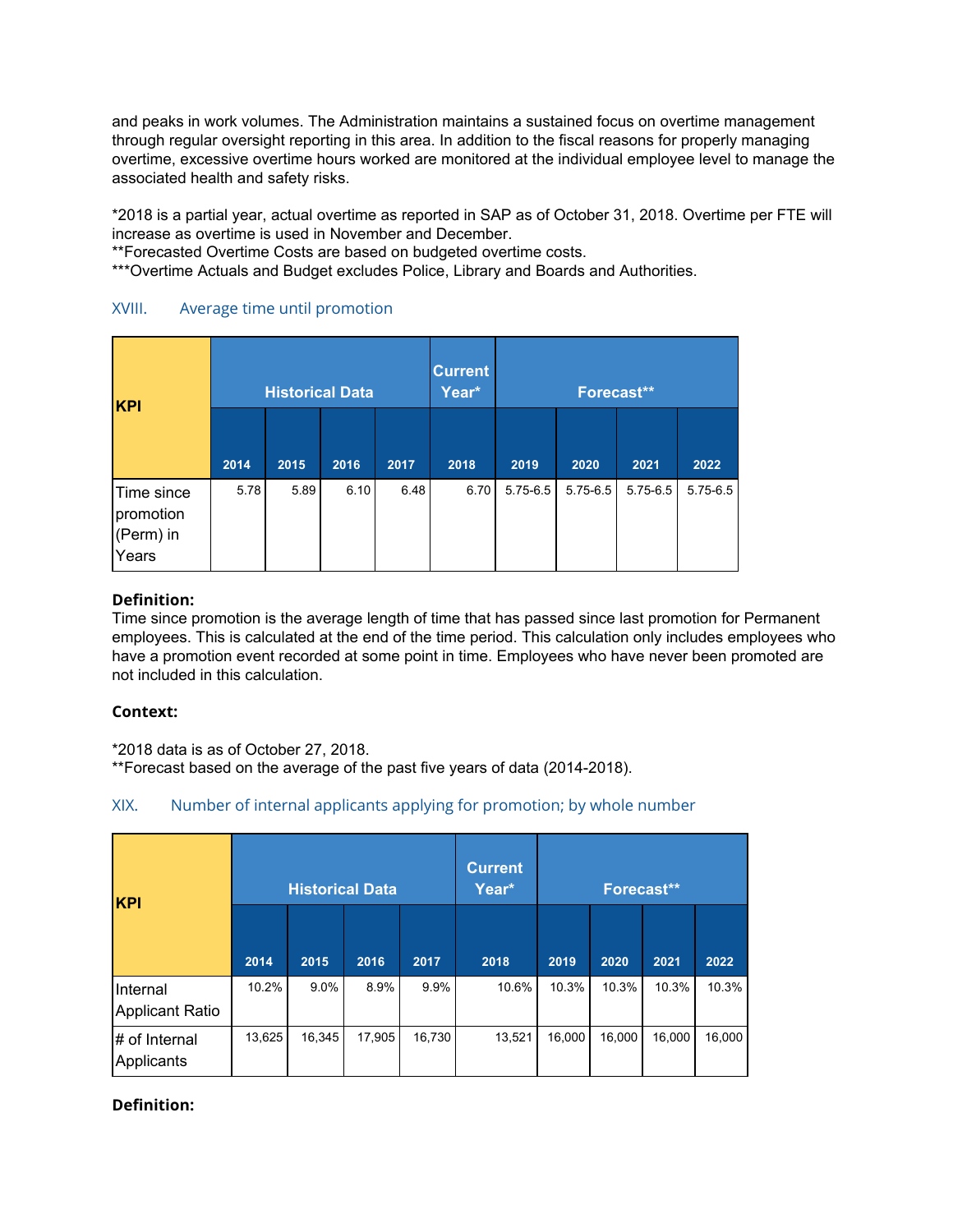and peaks in work volumes. The Administration maintains a sustained focus on overtime management through regular oversight reporting in this area. In addition to the fiscal reasons for properly managing overtime, excessive overtime hours worked are monitored at the individual employee level to manage the associated health and safety risks.

*2018 is a partial year, actual overtime as reported in SAP as of October 31, 2018. Overtime per FTE will increase as overtime is used in November and December.
**Forecasted Overtime Costs are based on budgeted overtime costs.
***Overtime Actuals and Budget excludes Police, Library and Boards and Authorities.

## XVIII. Average time until promotion

| KPI | Historical Data | | | | Current Year* | Forecast** | | | |
|---|---|---|---|---|---|---|---|---|---|
| | 2014 | 2015 | 2016 | 2017 | 2018 | 2019 | 2020 | 2021 | 2022 |
| Time since promotion (Perm) in Years | 5.78 | 5.89 | 6.10 | 6.48 | 6.70 | 5.75-6.5 | 5.75-6.5 | 5.75-6.5 | 5.75-6.5 |

**Definition:**
Time since promotion is the average length of time that has passed since last promotion for Permanent employees. This is calculated at the end of the time period. This calculation only includes employees who have a promotion event recorded at some point in time. Employees who have never been promoted are not included in this calculation.

**Context:**

*2018 data is as of October 27, 2018.
**Forecast based on the average of the past five years of data (2014-2018).

## XIX. Number of internal applicants applying for promotion; by whole number

| KPI | Historical Data | | | | Current Year* | Forecast** | | | |
|---|---|---|---|---|---|---|---|---|---|
| | 2014 | 2015 | 2016 | 2017 | 2018 | 2019 | 2020 | 2021 | 2022 |
| Internal Applicant Ratio | 10.2% | 9.0% | 8.9% | 9.9% | 10.6% | 10.3% | 10.3% | 10.3% | 10.3% |
| # of Internal Applicants | 13,625 | 16,345 | 17,905 | 16,730 | 13,521 | 16,000 | 16,000 | 16,000 | 16,000 |

**Definition:**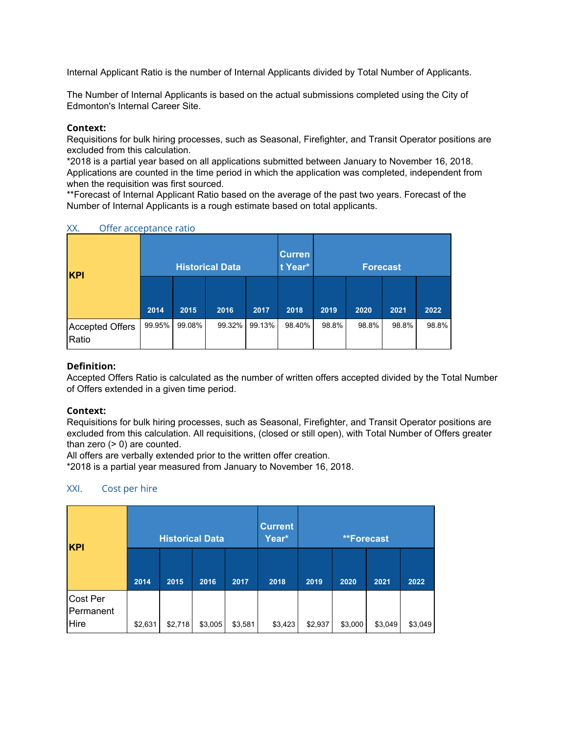Internal Applicant Ratio is the number of Internal Applicants divided by Total Number of Applicants.

The Number of Internal Applicants is based on the actual submissions completed using the City of Edmonton's Internal Career Site.

**Context:**
Requisitions for bulk hiring processes, such as Seasonal, Firefighter, and Transit Operator positions are excluded from this calculation.
*2018 is a partial year based on all applications submitted between January to November 16, 2018. Applications are counted in the time period in which the application was completed, independent from when the requisition was first sourced.
**Forecast of Internal Applicant Ratio based on the average of the past two years. Forecast of the Number of Internal Applicants is a rough estimate based on total applicants.

## XX. Offer acceptance ratio

| KPI | Historical Data | | | | Current Year* | Forecast | | | |
|---|---|---|---|---|---|---|---|---|---|
| | 2014 | 2015 | 2016 | 2017 | 2018 | 2019 | 2020 | 2021 | 2022 |
| Accepted Offers Ratio | 99.95% | 99.08% | 99.32% | 99.13% | 98.40% | 98.8% | 98.8% | 98.8% | 98.8% |

**Definition:**
Accepted Offers Ratio is calculated as the number of written offers accepted divided by the Total Number of Offers extended in a given time period.

**Context:**
Requisitions for bulk hiring processes, such as Seasonal, Firefighter, and Transit Operator positions are excluded from this calculation. All requisitions, (closed or still open), with Total Number of Offers greater than zero (> 0) are counted.
All offers are verbally extended prior to the written offer creation.
*2018 is a partial year measured from January to November 16, 2018.

## XXI. Cost per hire

| KPI | Historical Data | | | | Current Year* | **Forecast | | | |
|---|---|---|---|---|---|---|---|---|---|
| | 2014 | 2015 | 2016 | 2017 | 2018 | 2019 | 2020 | 2021 | 2022 |
| Cost Per Permanent Hire | $2,631 | $2,718 | $3,005 | $3,581 | $3,423 | $2,937 | $3,000 | $3,049 | $3,049 |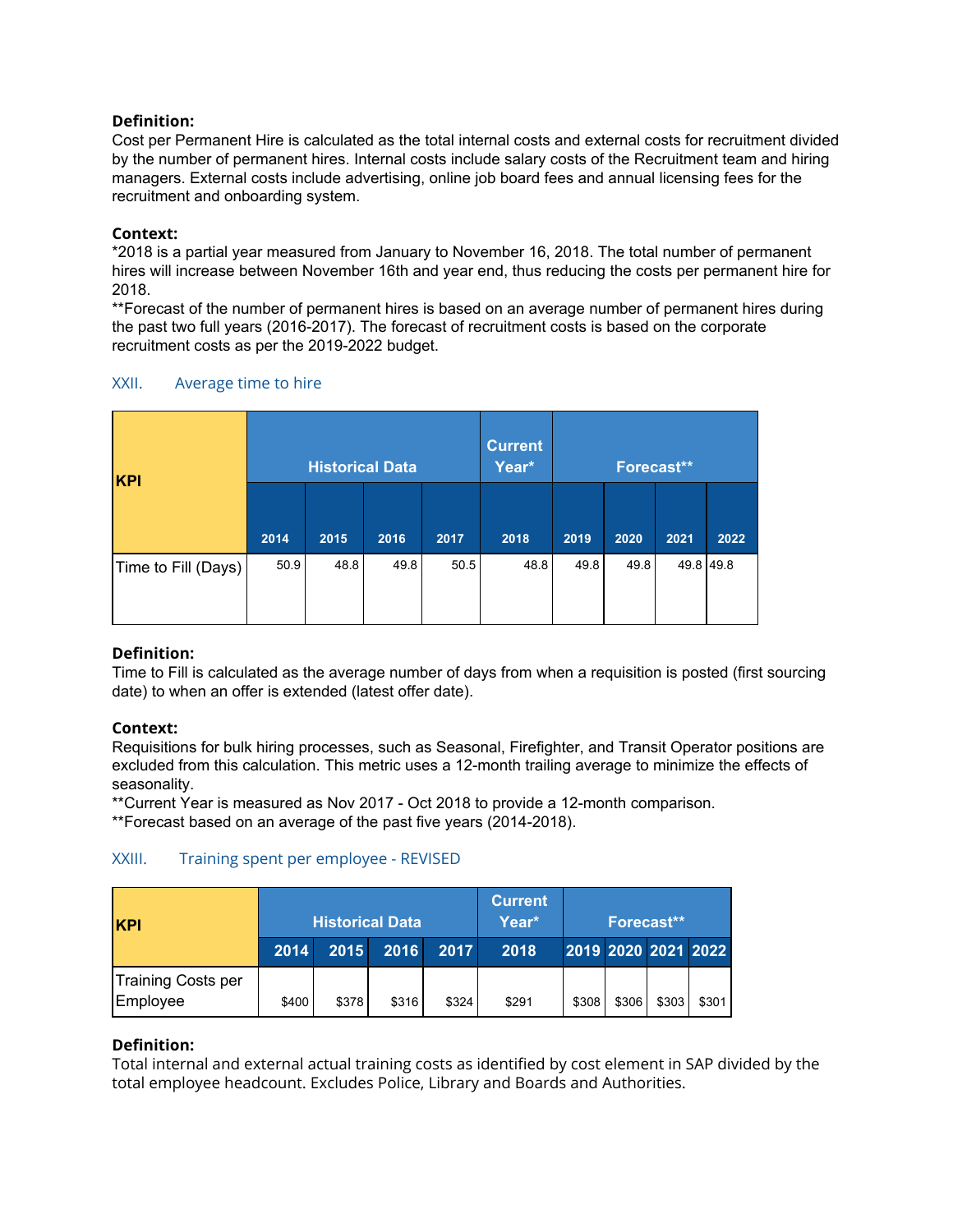**Definition:**
Cost per Permanent Hire is calculated as the total internal costs and external costs for recruitment divided by the number of permanent hires. Internal costs include salary costs of the Recruitment team and hiring managers. External costs include advertising, online job board fees and annual licensing fees for the recruitment and onboarding system.

**Context:**
*2018 is a partial year measured from January to November 16, 2018. The total number of permanent hires will increase between November 16th and year end, thus reducing the costs per permanent hire for 2018.
**Forecast of the number of permanent hires is based on an average number of permanent hires during the past two full years (2016-2017). The forecast of recruitment costs is based on the corporate recruitment costs as per the 2019-2022 budget.

## XXII. Average time to hire

| KPI | Historical Data | | | | Current Year* | Forecast** | | | |
|---|---|---|---|---|---|---|---|---|---|
| | 2014 | 2015 | 2016 | 2017 | 2018 | 2019 | 2020 | 2021 | 2022 |
| Time to Fill (Days) | 50.9 | 48.8 | 49.8 | 50.5 | 48.8 | 49.8 | 49.8 | 49.8 | 49.8 |

**Definition:**
Time to Fill is calculated as the average number of days from when a requisition is posted (first sourcing date) to when an offer is extended (latest offer date).

**Context:**
Requisitions for bulk hiring processes, such as Seasonal, Firefighter, and Transit Operator positions are excluded from this calculation. This metric uses a 12-month trailing average to minimize the effects of seasonality.
**Current Year is measured as Nov 2017 - Oct 2018 to provide a 12-month comparison.
**Forecast based on an average of the past five years (2014-2018).

## XXIII. Training spent per employee - REVISED

| KPI | Historical Data | | | | Current Year* | Forecast** | | | |
|---|---|---|---|---|---|---|---|---|---|
| | 2014 | 2015 | 2016 | 2017 | 2018 | 2019 | 2020 | 2021 | 2022 |
| Training Costs per Employee | $400 | $378 | $316 | $324 | $291 | $308 | $306 | $303 | $301 |

**Definition:**
Total internal and external actual training costs as identified by cost element in SAP divided by the total employee headcount. Excludes Police, Library and Boards and Authorities.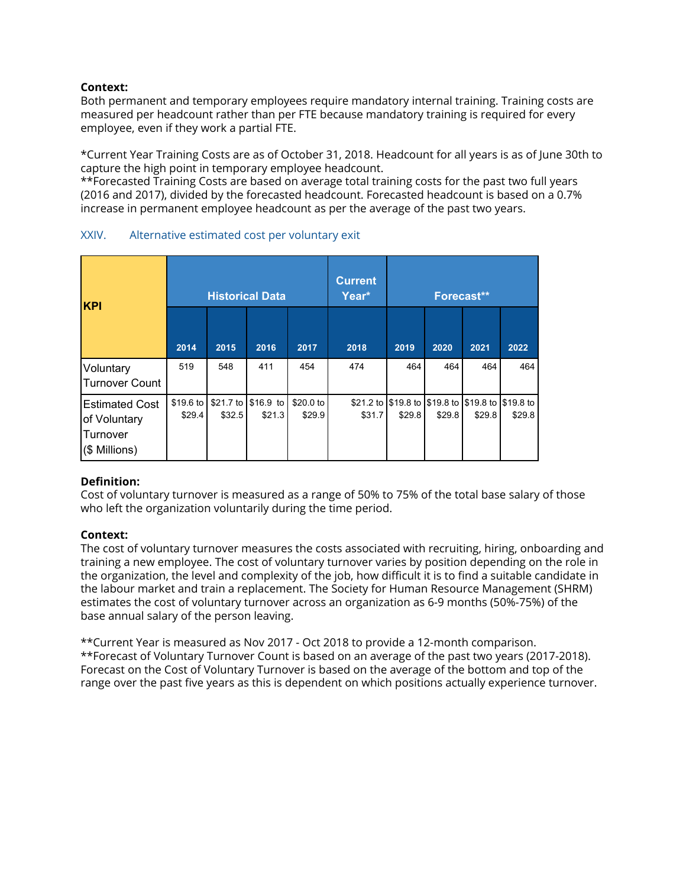**Context:**
Both permanent and temporary employees require mandatory internal training. Training costs are measured per headcount rather than per FTE because mandatory training is required for every employee, even if they work a partial FTE.

*Current Year Training Costs are as of October 31, 2018. Headcount for all years is as of June 30th to capture the high point in temporary employee headcount.
**Forecasted Training Costs are based on average total training costs for the past two full years (2016 and 2017), divided by the forecasted headcount. Forecasted headcount is based on a 0.7% increase in permanent employee headcount as per the average of the past two years.

### XXIV. Alternative estimated cost per voluntary exit

| KPI | Historical Data | | | | Current Year* | Forecast** | | | |
|---|---|---|---|---|---|---|---|---|---|
| | 2014 | 2015 | 2016 | 2017 | 2018 | 2019 | 2020 | 2021 | 2022 |
| Voluntary Turnover Count | 519 | 548 | 411 | 454 | 474 | 464 | 464 | 464 | 464 |
| Estimated Cost of Voluntary Turnover ($ Millions) | $19.6 to $29.4 | $21.7 to $32.5 | $16.9 to $21.3 | $20.0 to $29.9 | $21.2 to $31.7 | $19.8 to $29.8 | $19.8 to $29.8 | $19.8 to $29.8 | $19.8 to $29.8 |

**Definition:**
Cost of voluntary turnover is measured as a range of 50% to 75% of the total base salary of those who left the organization voluntarily during the time period.

**Context:**
The cost of voluntary turnover measures the costs associated with recruiting, hiring, onboarding and training a new employee. The cost of voluntary turnover varies by position depending on the role in the organization, the level and complexity of the job, how difficult it is to find a suitable candidate in the labour market and train a replacement. The Society for Human Resource Management (SHRM) estimates the cost of voluntary turnover across an organization as 6-9 months (50%-75%) of the base annual salary of the person leaving.

**Current Year is measured as Nov 2017 - Oct 2018 to provide a 12-month comparison.
**Forecast of Voluntary Turnover Count is based on an average of the past two years (2017-2018). Forecast on the Cost of Voluntary Turnover is based on the average of the bottom and top of the range over the past five years as this is dependent on which positions actually experience turnover.